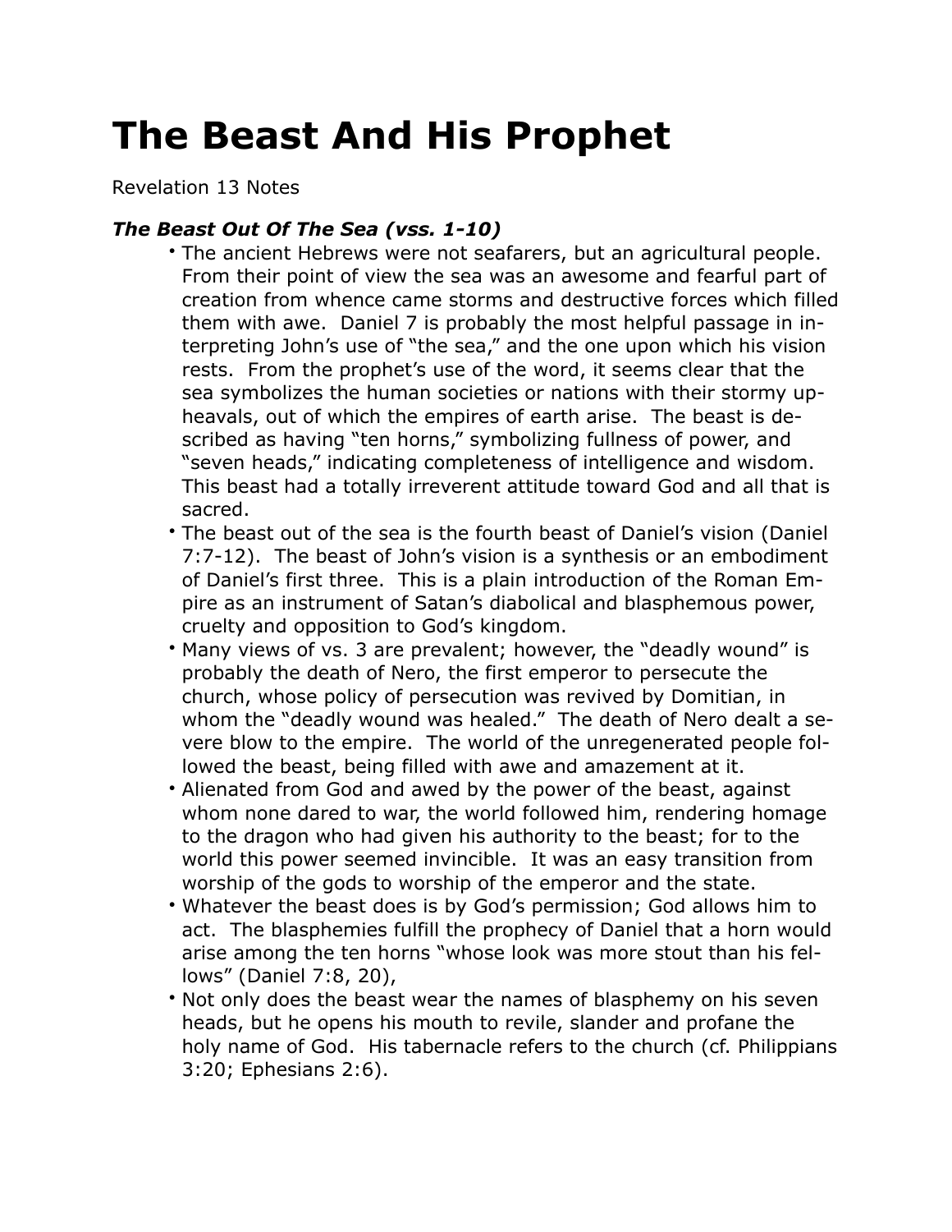# The Beast And His Prophet

Revelation 13 Notes

***The Beast Out Of The Sea (vss. 1-10)***

- The ancient Hebrews were not seafarers, but an agricultural people. From their point of view the sea was an awesome and fearful part of creation from whence came storms and destructive forces which filled them with awe. Daniel 7 is probably the most helpful passage in interpreting John's use of "the sea," and the one upon which his vision rests. From the prophet's use of the word, it seems clear that the sea symbolizes the human societies or nations with their stormy upheavals, out of which the empires of earth arise. The beast is described as having "ten horns," symbolizing fullness of power, and "seven heads," indicating completeness of intelligence and wisdom. This beast had a totally irreverent attitude toward God and all that is sacred.
- The beast out of the sea is the fourth beast of Daniel's vision (Daniel 7:7-12). The beast of John's vision is a synthesis or an embodiment of Daniel's first three. This is a plain introduction of the Roman Empire as an instrument of Satan's diabolical and blasphemous power, cruelty and opposition to God's kingdom.
- Many views of vs. 3 are prevalent; however, the "deadly wound" is probably the death of Nero, the first emperor to persecute the church, whose policy of persecution was revived by Domitian, in whom the "deadly wound was healed." The death of Nero dealt a severe blow to the empire. The world of the unregenerated people followed the beast, being filled with awe and amazement at it.
- Alienated from God and awed by the power of the beast, against whom none dared to war, the world followed him, rendering homage to the dragon who had given his authority to the beast; for to the world this power seemed invincible. It was an easy transition from worship of the gods to worship of the emperor and the state.
- Whatever the beast does is by God's permission; God allows him to act. The blasphemies fulfill the prophecy of Daniel that a horn would arise among the ten horns "whose look was more stout than his fellows" (Daniel 7:8, 20),
- Not only does the beast wear the names of blasphemy on his seven heads, but he opens his mouth to revile, slander and profane the holy name of God. His tabernacle refers to the church (cf. Philippians 3:20; Ephesians 2:6).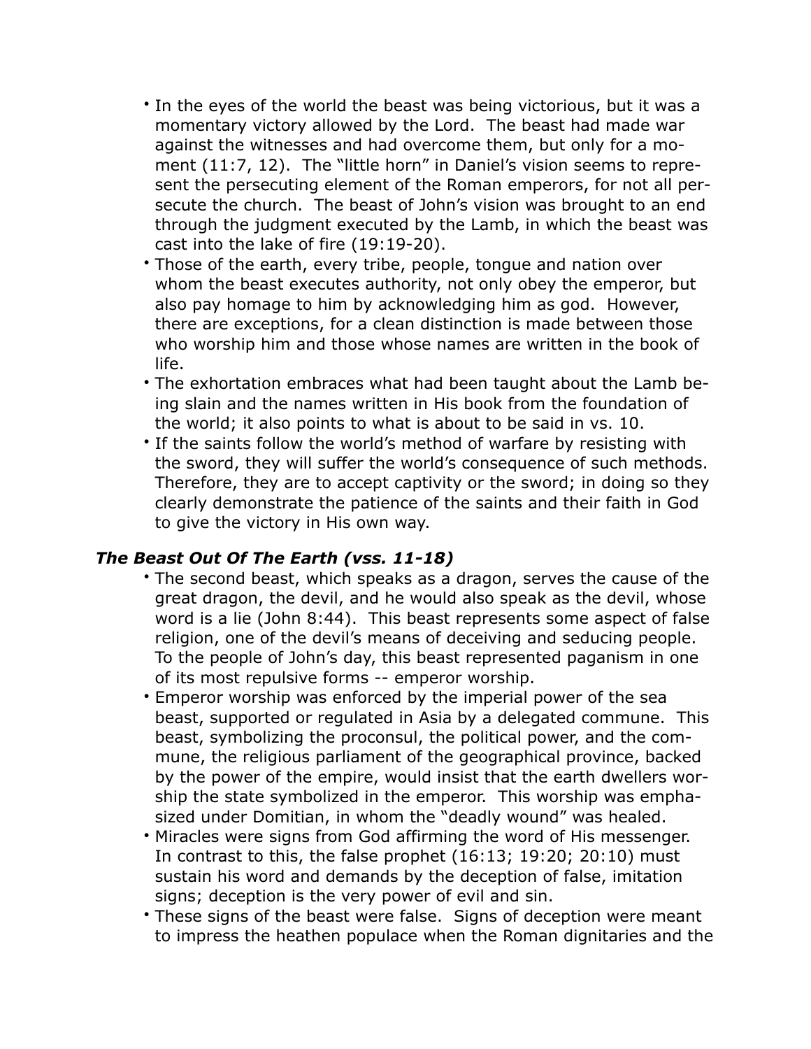- In the eyes of the world the beast was being victorious, but it was a momentary victory allowed by the Lord. The beast had made war against the witnesses and had overcome them, but only for a moment (11:7, 12). The "little horn" in Daniel's vision seems to represent the persecuting element of the Roman emperors, for not all persecute the church. The beast of John's vision was brought to an end through the judgment executed by the Lamb, in which the beast was cast into the lake of fire (19:19-20).
- Those of the earth, every tribe, people, tongue and nation over whom the beast executes authority, not only obey the emperor, but also pay homage to him by acknowledging him as god. However, there are exceptions, for a clean distinction is made between those who worship him and those whose names are written in the book of life.
- The exhortation embraces what had been taught about the Lamb being slain and the names written in His book from the foundation of the world; it also points to what is about to be said in vs. 10.
- If the saints follow the world's method of warfare by resisting with the sword, they will suffer the world's consequence of such methods. Therefore, they are to accept captivity or the sword; in doing so they clearly demonstrate the patience of the saints and their faith in God to give the victory in His own way.

### *The Beast Out Of The Earth (vss. 11-18)*

- The second beast, which speaks as a dragon, serves the cause of the great dragon, the devil, and he would also speak as the devil, whose word is a lie (John 8:44). This beast represents some aspect of false religion, one of the devil's means of deceiving and seducing people. To the people of John's day, this beast represented paganism in one of its most repulsive forms -- emperor worship.
- Emperor worship was enforced by the imperial power of the sea beast, supported or regulated in Asia by a delegated commune. This beast, symbolizing the proconsul, the political power, and the commune, the religious parliament of the geographical province, backed by the power of the empire, would insist that the earth dwellers worship the state symbolized in the emperor. This worship was emphasized under Domitian, in whom the "deadly wound" was healed.
- Miracles were signs from God affirming the word of His messenger. In contrast to this, the false prophet (16:13; 19:20; 20:10) must sustain his word and demands by the deception of false, imitation signs; deception is the very power of evil and sin.
- These signs of the beast were false. Signs of deception were meant to impress the heathen populace when the Roman dignitaries and the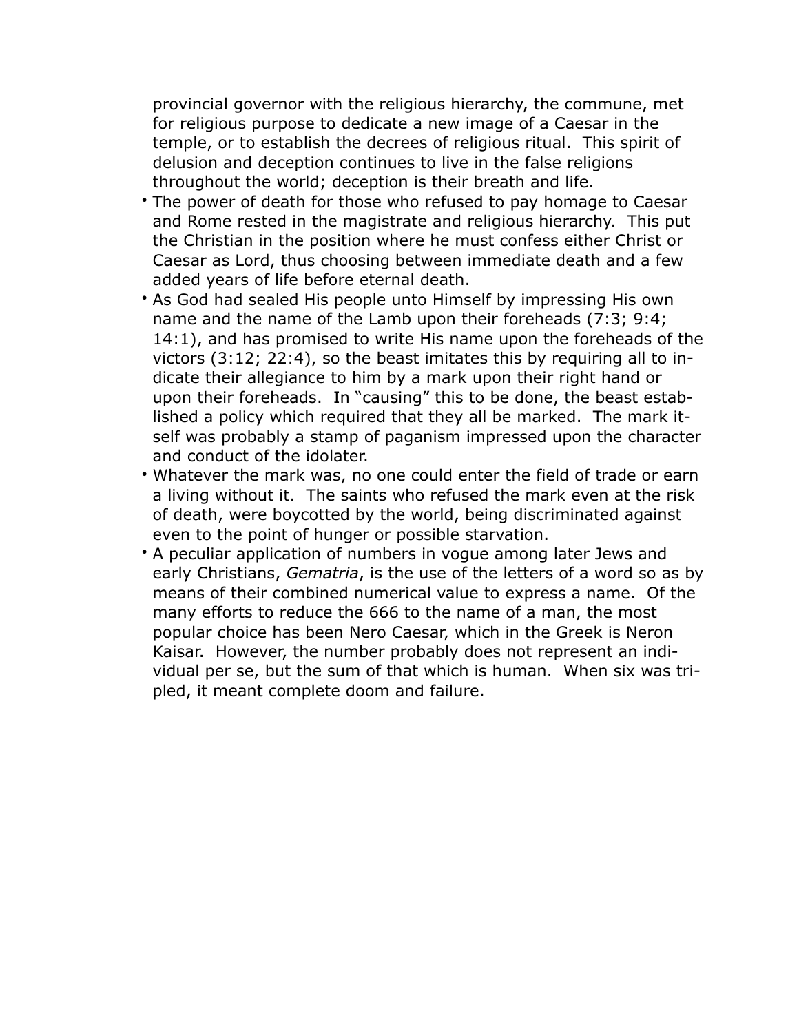provincial governor with the religious hierarchy, the commune, met for religious purpose to dedicate a new image of a Caesar in the temple, or to establish the decrees of religious ritual. This spirit of delusion and deception continues to live in the false religions throughout the world; deception is their breath and life.

- The power of death for those who refused to pay homage to Caesar and Rome rested in the magistrate and religious hierarchy. This put the Christian in the position where he must confess either Christ or Caesar as Lord, thus choosing between immediate death and a few added years of life before eternal death.
- As God had sealed His people unto Himself by impressing His own name and the name of the Lamb upon their foreheads (7:3; 9:4; 14:1), and has promised to write His name upon the foreheads of the victors (3:12; 22:4), so the beast imitates this by requiring all to indicate their allegiance to him by a mark upon their right hand or upon their foreheads. In "causing" this to be done, the beast established a policy which required that they all be marked. The mark itself was probably a stamp of paganism impressed upon the character and conduct of the idolater.
- Whatever the mark was, no one could enter the field of trade or earn a living without it. The saints who refused the mark even at the risk of death, were boycotted by the world, being discriminated against even to the point of hunger or possible starvation.
- A peculiar application of numbers in vogue among later Jews and early Christians, *Gematria*, is the use of the letters of a word so as by means of their combined numerical value to express a name. Of the many efforts to reduce the 666 to the name of a man, the most popular choice has been Nero Caesar, which in the Greek is Neron Kaisar. However, the number probably does not represent an individual per se, but the sum of that which is human. When six was tripled, it meant complete doom and failure.